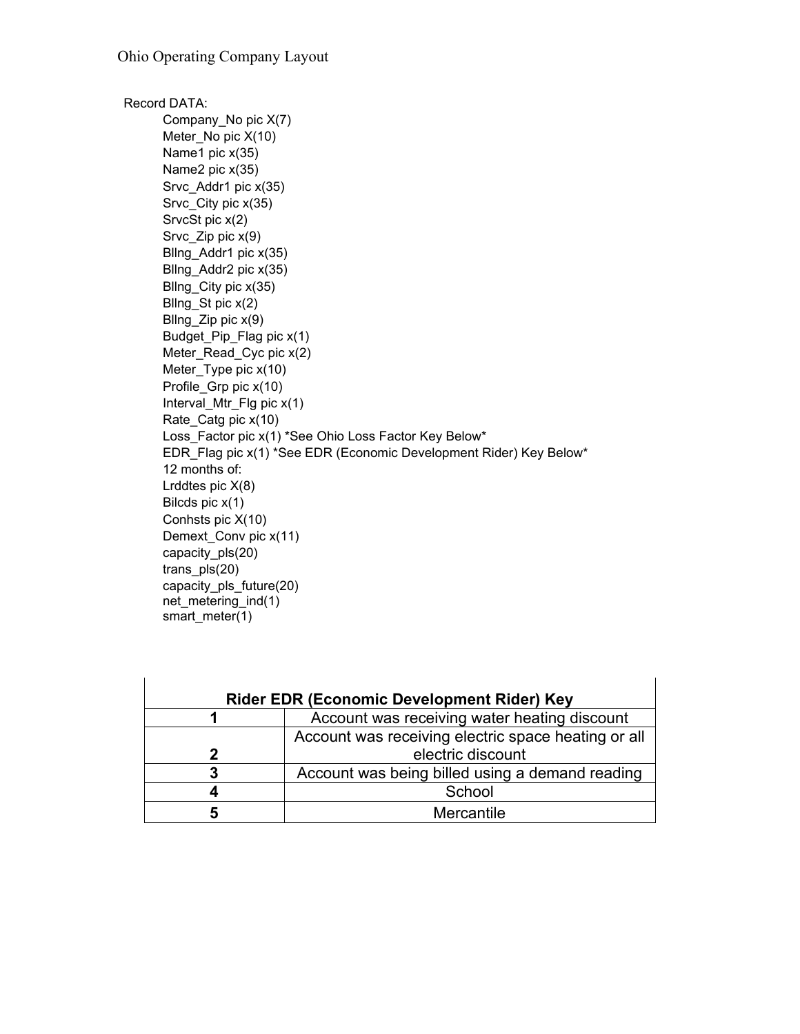# Ohio Operating Company Layout

Record DATA:

Company_No pic X(7)
Meter_No pic X(10)
Name1 pic x(35)
Name2 pic x(35)
Srvc_Addr1 pic x(35)
Srvc_City pic x(35)
SrvcSt pic x(2)
Srvc_Zip pic x(9)
Bllng_Addr1 pic x(35)
Bllng_Addr2 pic x(35)
Bllng_City pic x(35)
Bllng_St pic x(2)
Bllng_Zip pic x(9)
Budget_Pip_Flag pic x(1)
Meter_Read_Cyc pic x(2)
Meter_Type pic x(10)
Profile_Grp pic x(10)
Interval_Mtr_Flg pic x(1)
Rate_Catg pic x(10)
Loss_Factor pic x(1) *See Ohio Loss Factor Key Below*
EDR_Flag pic x(1) *See EDR (Economic Development Rider) Key Below*
12 months of:
Lrddtes pic X(8)
Bilcds pic x(1)
Conhsts pic X(10)
Demext_Conv pic x(11)
capacity_pls(20)
trans_pls(20)
capacity_pls_future(20)
net_metering_ind(1)
smart_meter(1)

| Rider EDR (Economic Development Rider) Key | |
|---|---|
| 1 | Account was receiving water heating discount |
| 2 | Account was receiving electric space heating or all electric discount |
| 3 | Account was being billed using a demand reading |
| 4 | School |
| 5 | Mercantile |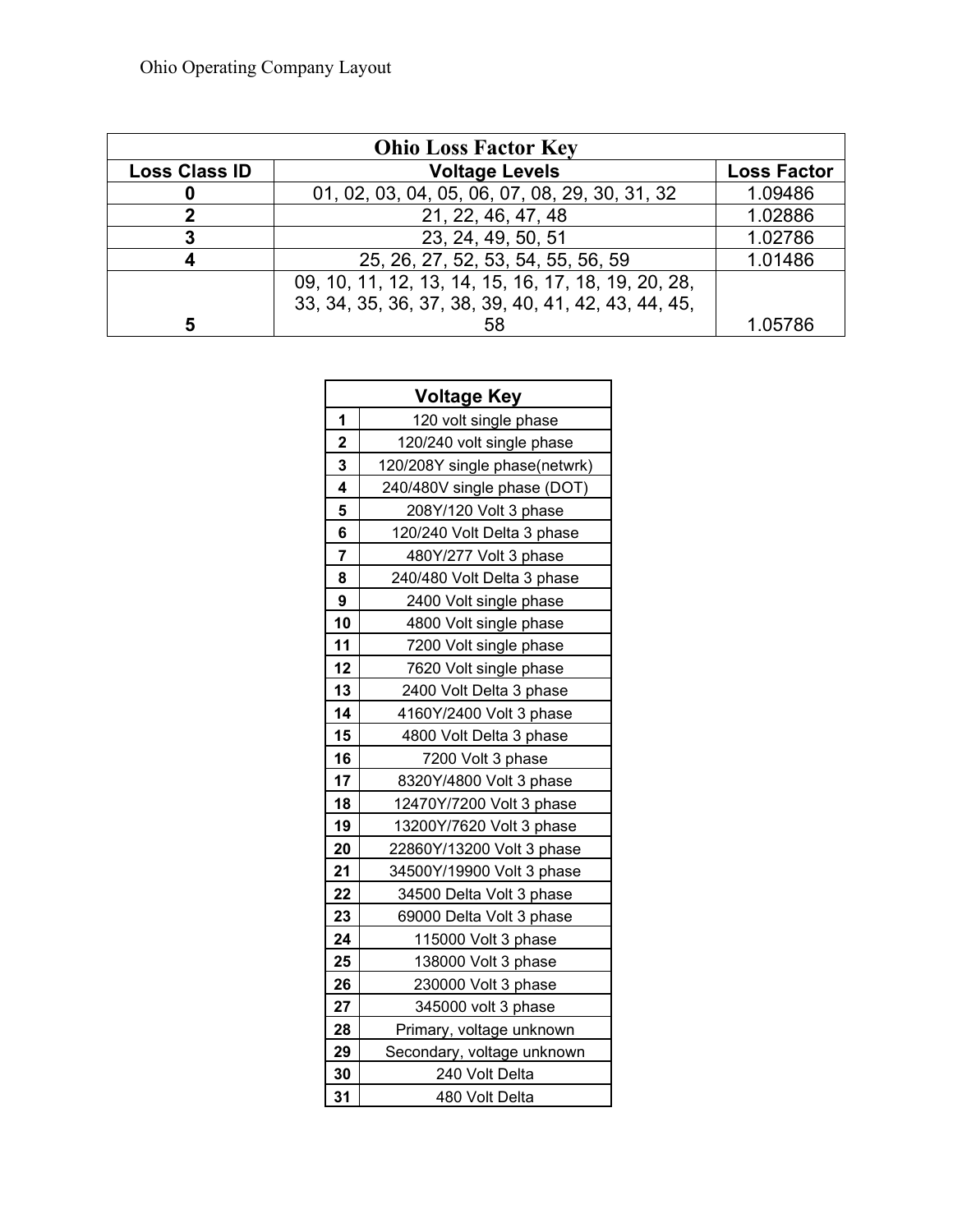Ohio Operating Company Layout

| Ohio Loss Factor Key | | |
|---|---|---|
| **Loss Class ID** | **Voltage Levels** | **Loss Factor** |
| **0** | 01, 02, 03, 04, 05, 06, 07, 08, 29, 30, 31, 32 | 1.09486 |
| **2** | 21, 22, 46, 47, 48 | 1.02886 |
| **3** | 23, 24, 49, 50, 51 | 1.02786 |
| **4** | 25, 26, 27, 52, 53, 54, 55, 56, 59 | 1.01486 |
| **5** | 09, 10, 11, 12, 13, 14, 15, 16, 17, 18, 19, 20, 28, 33, 34, 35, 36, 37, 38, 39, 40, 41, 42, 43, 44, 45, 58 | 1.05786 |

| Voltage Key | |
|---|---|
| **1** | 120 volt single phase |
| **2** | 120/240 volt single phase |
| **3** | 120/208Y single phase(netwrk) |
| **4** | 240/480V single phase (DOT) |
| **5** | 208Y/120 Volt 3 phase |
| **6** | 120/240 Volt Delta 3 phase |
| **7** | 480Y/277 Volt 3 phase |
| **8** | 240/480 Volt Delta 3 phase |
| **9** | 2400 Volt single phase |
| **10** | 4800 Volt single phase |
| **11** | 7200 Volt single phase |
| **12** | 7620 Volt single phase |
| **13** | 2400 Volt Delta 3 phase |
| **14** | 4160Y/2400 Volt 3 phase |
| **15** | 4800 Volt Delta 3 phase |
| **16** | 7200 Volt 3 phase |
| **17** | 8320Y/4800 Volt 3 phase |
| **18** | 12470Y/7200 Volt 3 phase |
| **19** | 13200Y/7620 Volt 3 phase |
| **20** | 22860Y/13200 Volt 3 phase |
| **21** | 34500Y/19900 Volt 3 phase |
| **22** | 34500 Delta Volt 3 phase |
| **23** | 69000 Delta Volt 3 phase |
| **24** | 115000 Volt 3 phase |
| **25** | 138000 Volt 3 phase |
| **26** | 230000 Volt 3 phase |
| **27** | 345000 volt 3 phase |
| **28** | Primary, voltage unknown |
| **29** | Secondary, voltage unknown |
| **30** | 240 Volt Delta |
| **31** | 480 Volt Delta |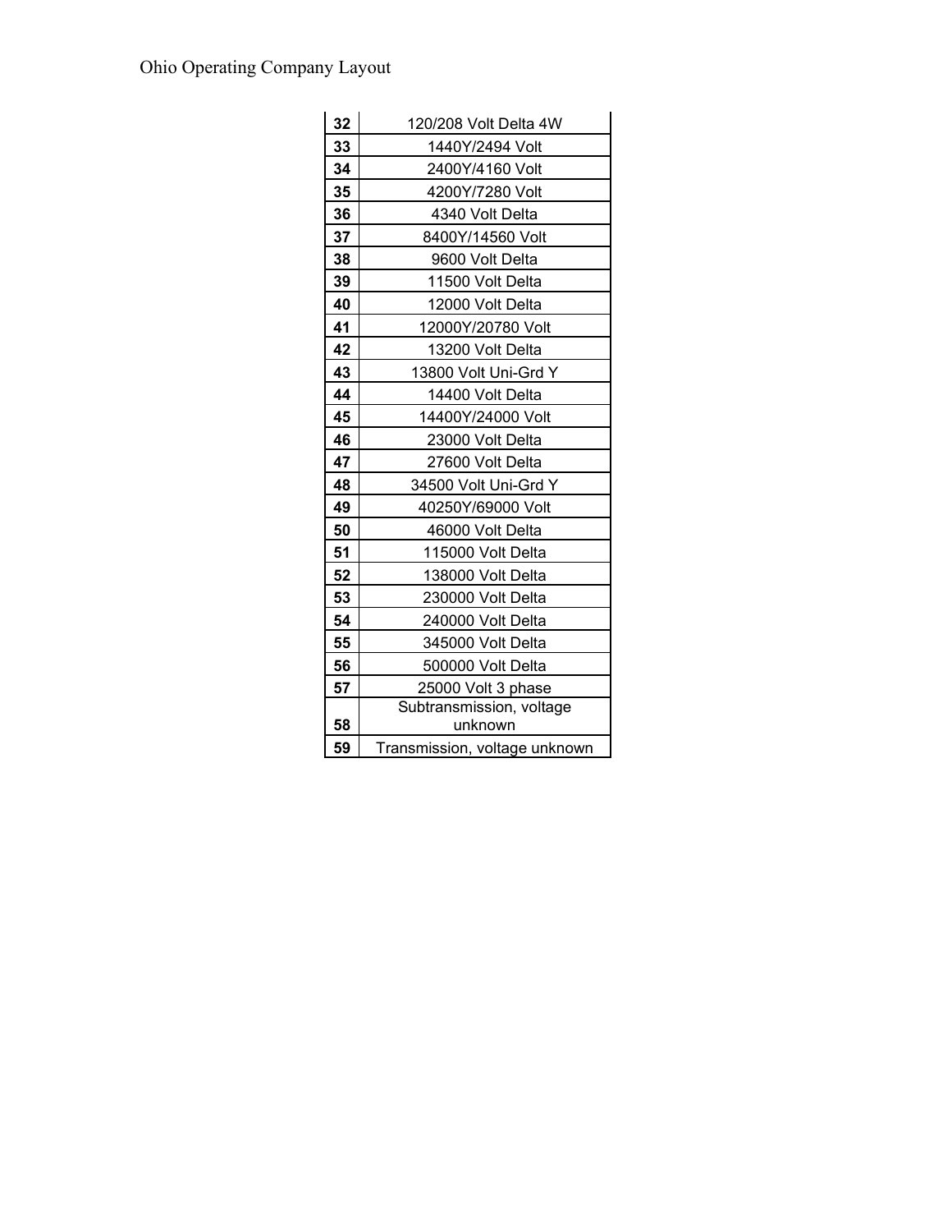| | |
|---|---|
| 32 | 120/208 Volt Delta 4W |
| 33 | 1440Y/2494 Volt |
| 34 | 2400Y/4160 Volt |
| 35 | 4200Y/7280 Volt |
| 36 | 4340 Volt Delta |
| 37 | 8400Y/14560 Volt |
| 38 | 9600 Volt Delta |
| 39 | 11500 Volt Delta |
| 40 | 12000 Volt Delta |
| 41 | 12000Y/20780 Volt |
| 42 | 13200 Volt Delta |
| 43 | 13800 Volt Uni-Grd Y |
| 44 | 14400 Volt Delta |
| 45 | 14400Y/24000 Volt |
| 46 | 23000 Volt Delta |
| 47 | 27600 Volt Delta |
| 48 | 34500 Volt Uni-Grd Y |
| 49 | 40250Y/69000 Volt |
| 50 | 46000 Volt Delta |
| 51 | 115000 Volt Delta |
| 52 | 138000 Volt Delta |
| 53 | 230000 Volt Delta |
| 54 | 240000 Volt Delta |
| 55 | 345000 Volt Delta |
| 56 | 500000 Volt Delta |
| 57 | 25000 Volt 3 phase |
| 58 | Subtransmission, voltage unknown |
| 59 | Transmission, voltage unknown |